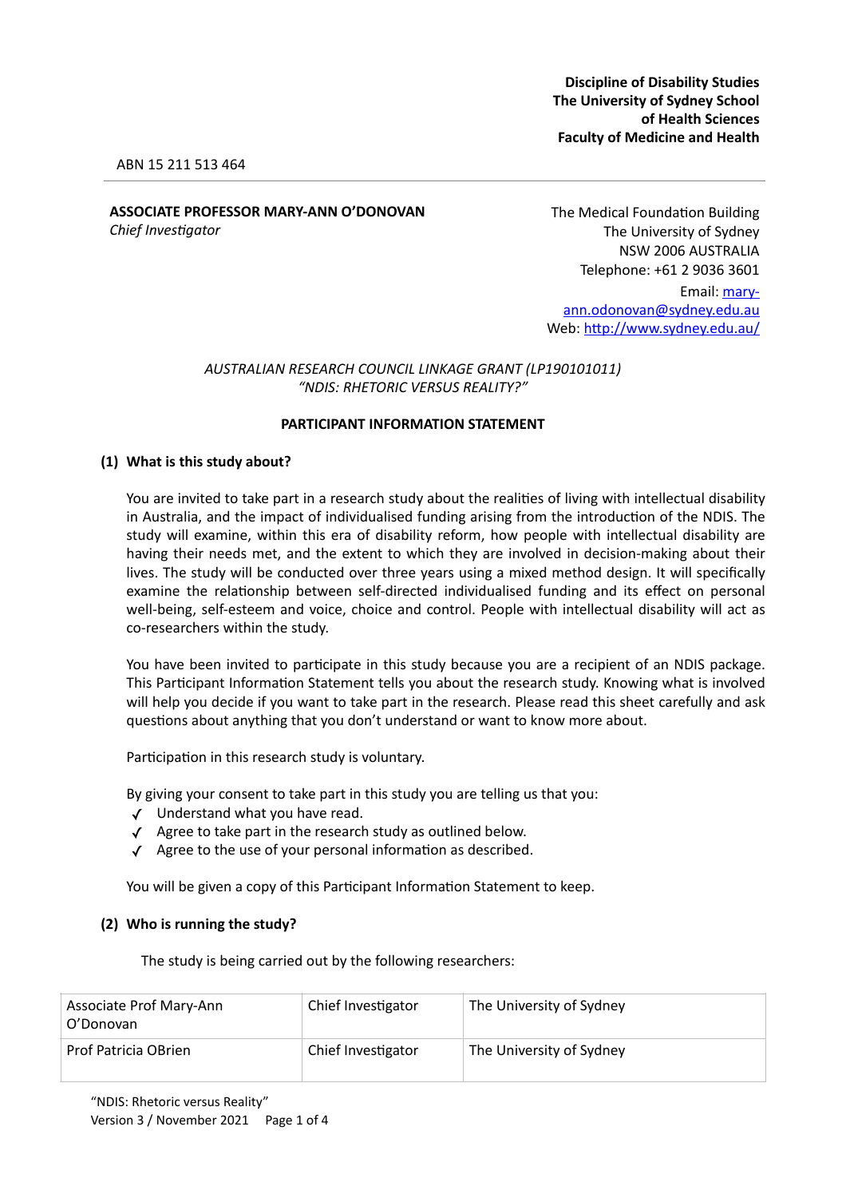**Discipline of Disability Studies**
**The University of Sydney School of Health Sciences**
**Faculty of Medicine and Health**

ABN 15 211 513 464

**ASSOCIATE PROFESSOR MARY-ANN O'DONOVAN**
*Chief Investigator*

The Medical Foundation Building
The University of Sydney
NSW 2006 AUSTRALIA
Telephone: +61 2 9036 3601
Email: mary-ann.odonovan@sydney.edu.au
Web: http://www.sydney.edu.au/

*AUSTRALIAN RESEARCH COUNCIL LINKAGE GRANT (LP190101011)*
*"NDIS: RHETORIC VERSUS REALITY?"*

**PARTICIPANT INFORMATION STATEMENT**

## (1) What is this study about?

You are invited to take part in a research study about the realities of living with intellectual disability in Australia, and the impact of individualised funding arising from the introduction of the NDIS. The study will examine, within this era of disability reform, how people with intellectual disability are having their needs met, and the extent to which they are involved in decision-making about their lives. The study will be conducted over three years using a mixed method design. It will specifically examine the relationship between self-directed individualised funding and its effect on personal well-being, self-esteem and voice, choice and control. People with intellectual disability will act as co-researchers within the study.

You have been invited to participate in this study because you are a recipient of an NDIS package. This Participant Information Statement tells you about the research study. Knowing what is involved will help you decide if you want to take part in the research. Please read this sheet carefully and ask questions about anything that you don't understand or want to know more about.

Participation in this research study is voluntary.

By giving your consent to take part in this study you are telling us that you:

- ✓ Understand what you have read.
- ✓ Agree to take part in the research study as outlined below.
- ✓ Agree to the use of your personal information as described.

You will be given a copy of this Participant Information Statement to keep.

## (2) Who is running the study?

The study is being carried out by the following researchers:

| | | |
|---|---|---|
| Associate Prof Mary-Ann O'Donovan | Chief Investigator | The University of Sydney |
| Prof Patricia OBrien | Chief Investigator | The University of Sydney |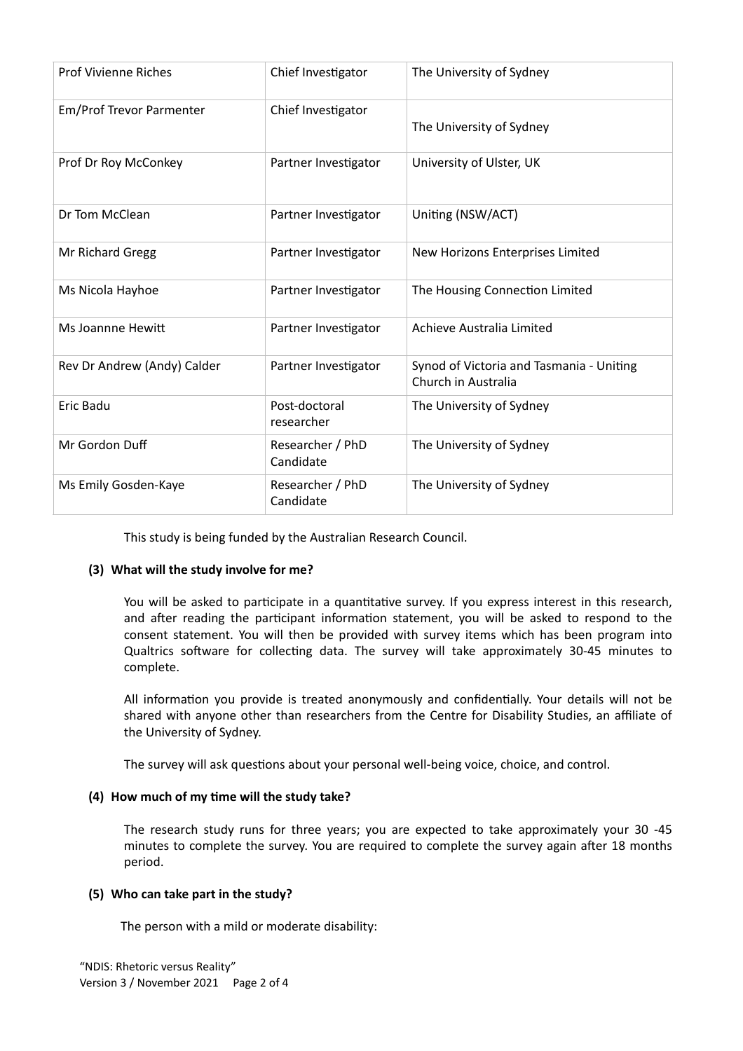| Prof Vivienne Riches | Chief Investigator | The University of Sydney |
|---|---|---|
| Em/Prof Trevor Parmenter | Chief Investigator | The University of Sydney |
| Prof Dr Roy McConkey | Partner Investigator | University of Ulster, UK |
| Dr Tom McClean | Partner Investigator | Uniting (NSW/ACT) |
| Mr Richard Gregg | Partner Investigator | New Horizons Enterprises Limited |
| Ms Nicola Hayhoe | Partner Investigator | The Housing Connection Limited |
| Ms Joannne Hewitt | Partner Investigator | Achieve Australia Limited |
| Rev Dr Andrew (Andy) Calder | Partner Investigator | Synod of Victoria and Tasmania - Uniting Church in Australia |
| Eric Badu | Post-doctoral researcher | The University of Sydney |
| Mr Gordon Duff | Researcher / PhD Candidate | The University of Sydney |
| Ms Emily Gosden-Kaye | Researcher / PhD Candidate | The University of Sydney |

This study is being funded by the Australian Research Council.

**(3) What will the study involve for me?**

You will be asked to participate in a quantitative survey. If you express interest in this research, and after reading the participant information statement, you will be asked to respond to the consent statement. You will then be provided with survey items which has been program into Qualtrics software for collecting data. The survey will take approximately 30-45 minutes to complete.

All information you provide is treated anonymously and confidentially. Your details will not be shared with anyone other than researchers from the Centre for Disability Studies, an affiliate of the University of Sydney.

The survey will ask questions about your personal well-being voice, choice, and control.

**(4) How much of my time will the study take?**

The research study runs for three years; you are expected to take approximately your 30 -45 minutes to complete the survey. You are required to complete the survey again after 18 months period.

**(5) Who can take part in the study?**

The person with a mild or moderate disability: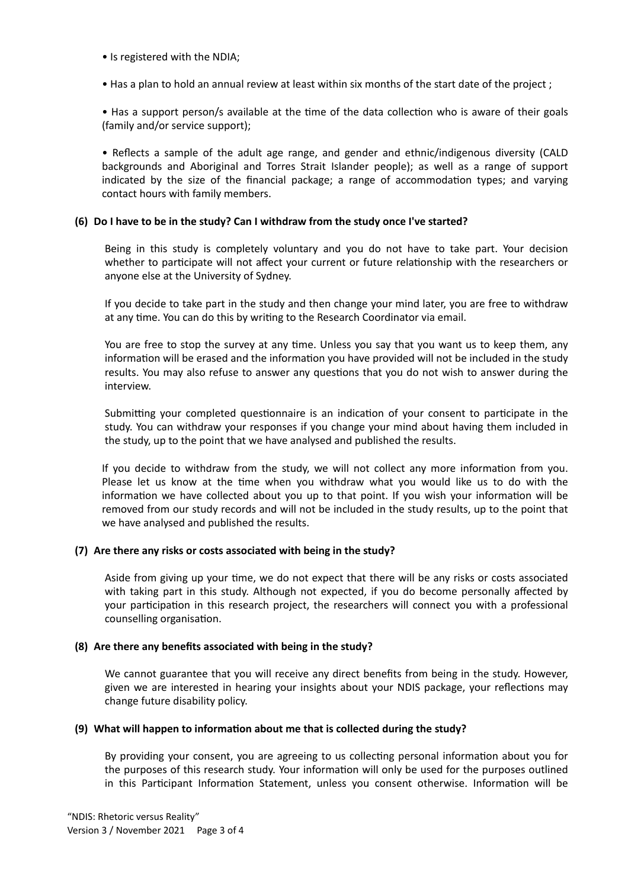- Is registered with the NDIA;
- Has a plan to hold an annual review at least within six months of the start date of the project ;
- Has a support person/s available at the time of the data collection who is aware of their goals (family and/or service support);
- Reflects a sample of the adult age range, and gender and ethnic/indigenous diversity (CALD backgrounds and Aboriginal and Torres Strait Islander people); as well as a range of support indicated by the size of the financial package; a range of accommodation types; and varying contact hours with family members.

**(6) Do I have to be in the study? Can I withdraw from the study once I've started?**

Being in this study is completely voluntary and you do not have to take part. Your decision whether to participate will not affect your current or future relationship with the researchers or anyone else at the University of Sydney.

If you decide to take part in the study and then change your mind later, you are free to withdraw at any time. You can do this by writing to the Research Coordinator via email.

You are free to stop the survey at any time. Unless you say that you want us to keep them, any information will be erased and the information you have provided will not be included in the study results. You may also refuse to answer any questions that you do not wish to answer during the interview.

Submitting your completed questionnaire is an indication of your consent to participate in the study. You can withdraw your responses if you change your mind about having them included in the study, up to the point that we have analysed and published the results.

If you decide to withdraw from the study, we will not collect any more information from you. Please let us know at the time when you withdraw what you would like us to do with the information we have collected about you up to that point. If you wish your information will be removed from our study records and will not be included in the study results, up to the point that we have analysed and published the results.

**(7) Are there any risks or costs associated with being in the study?**

Aside from giving up your time, we do not expect that there will be any risks or costs associated with taking part in this study. Although not expected, if you do become personally affected by your participation in this research project, the researchers will connect you with a professional counselling organisation.

**(8) Are there any benefits associated with being in the study?**

We cannot guarantee that you will receive any direct benefits from being in the study. However, given we are interested in hearing your insights about your NDIS package, your reflections may change future disability policy.

**(9) What will happen to information about me that is collected during the study?**

By providing your consent, you are agreeing to us collecting personal information about you for the purposes of this research study. Your information will only be used for the purposes outlined in this Participant Information Statement, unless you consent otherwise. Information will be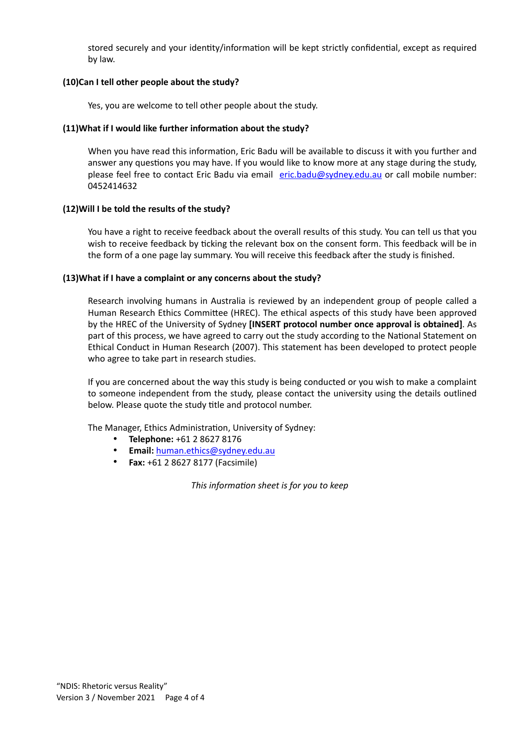stored securely and your identity/information will be kept strictly confidential, except as required by law.

### (10)Can I tell other people about the study?

Yes, you are welcome to tell other people about the study.

### (11)What if I would like further information about the study?

When you have read this information, Eric Badu will be available to discuss it with you further and answer any questions you may have. If you would like to know more at any stage during the study, please feel free to contact Eric Badu via email eric.badu@sydney.edu.au or call mobile number: 0452414632

### (12)Will I be told the results of the study?

You have a right to receive feedback about the overall results of this study. You can tell us that you wish to receive feedback by ticking the relevant box on the consent form. This feedback will be in the form of a one page lay summary. You will receive this feedback after the study is finished.

### (13)What if I have a complaint or any concerns about the study?

Research involving humans in Australia is reviewed by an independent group of people called a Human Research Ethics Committee (HREC). The ethical aspects of this study have been approved by the HREC of the University of Sydney **[INSERT protocol number once approval is obtained]**. As part of this process, we have agreed to carry out the study according to the National Statement on Ethical Conduct in Human Research (2007). This statement has been developed to protect people who agree to take part in research studies.

If you are concerned about the way this study is being conducted or you wish to make a complaint to someone independent from the study, please contact the university using the details outlined below. Please quote the study title and protocol number.

The Manager, Ethics Administration, University of Sydney:

- **Telephone:** +61 2 8627 8176
- **Email:** human.ethics@sydney.edu.au
- **Fax:** +61 2 8627 8177 (Facsimile)

*This information sheet is for you to keep*